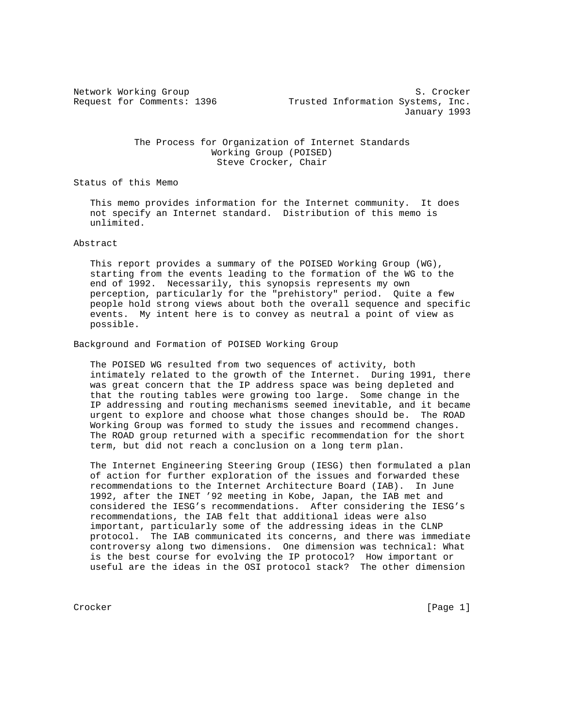Network Working Group S. Crocker
Request for Comments: 1396 Trusted Information Systems, Inc.
January 1993

# The Process for Organization of Internet Standards Working Group (POISED)

Steve Crocker, Chair

## Status of this Memo

This memo provides information for the Internet community. It does not specify an Internet standard. Distribution of this memo is unlimited.

## Abstract

This report provides a summary of the POISED Working Group (WG), starting from the events leading to the formation of the WG to the end of 1992. Necessarily, this synopsis represents my own perception, particularly for the "prehistory" period. Quite a few people hold strong views about both the overall sequence and specific events. My intent here is to convey as neutral a point of view as possible.

## Background and Formation of POISED Working Group

The POISED WG resulted from two sequences of activity, both intimately related to the growth of the Internet. During 1991, there was great concern that the IP address space was being depleted and that the routing tables were growing too large. Some change in the IP addressing and routing mechanisms seemed inevitable, and it became urgent to explore and choose what those changes should be. The ROAD Working Group was formed to study the issues and recommend changes. The ROAD group returned with a specific recommendation for the short term, but did not reach a conclusion on a long term plan.

The Internet Engineering Steering Group (IESG) then formulated a plan of action for further exploration of the issues and forwarded these recommendations to the Internet Architecture Board (IAB). In June 1992, after the INET '92 meeting in Kobe, Japan, the IAB met and considered the IESG's recommendations. After considering the IESG's recommendations, the IAB felt that additional ideas were also important, particularly some of the addressing ideas in the CLNP protocol. The IAB communicated its concerns, and there was immediate controversy along two dimensions. One dimension was technical: What is the best course for evolving the IP protocol? How important or useful are the ideas in the OSI protocol stack? The other dimension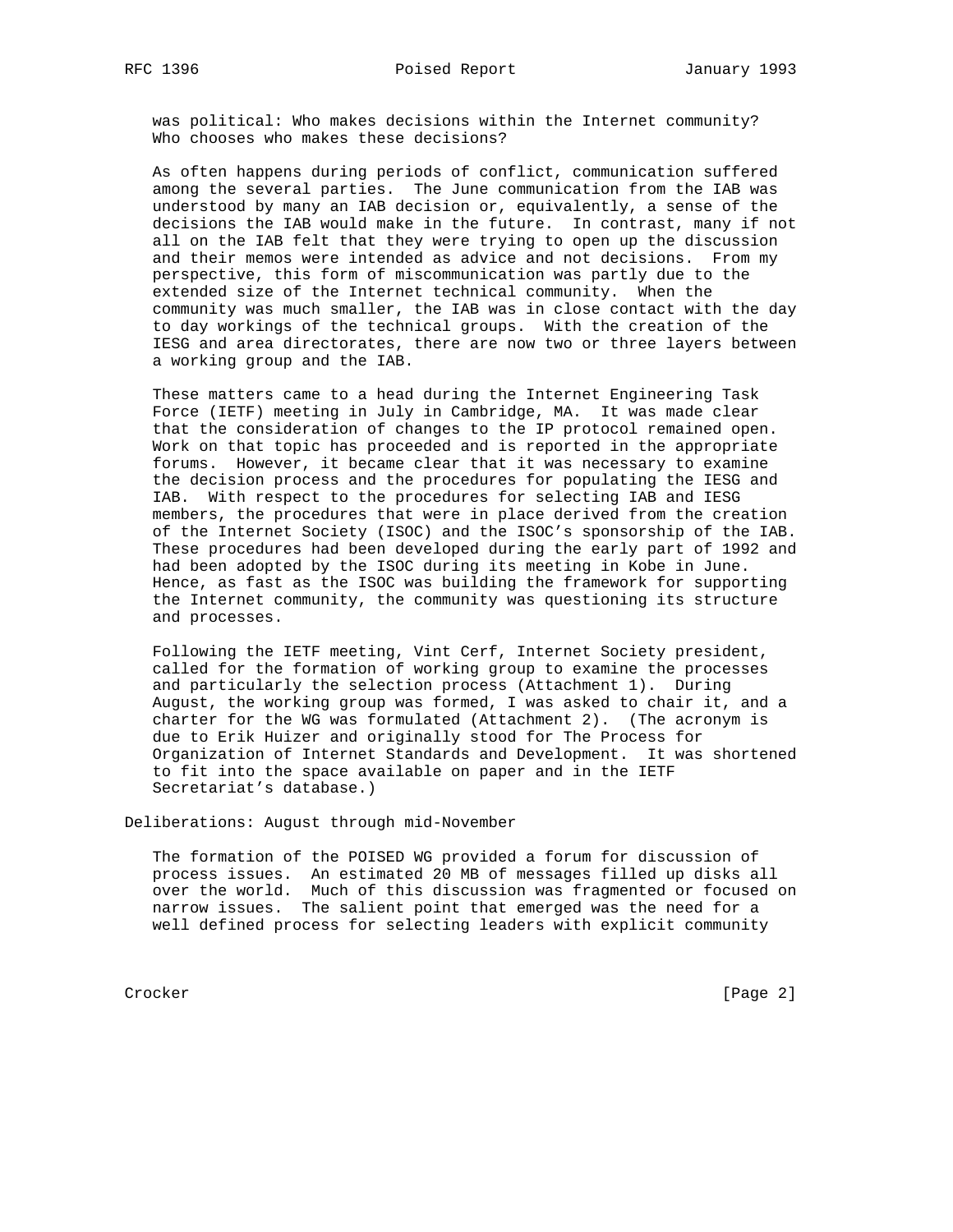was political: Who makes decisions within the Internet community? Who chooses who makes these decisions?

As often happens during periods of conflict, communication suffered among the several parties. The June communication from the IAB was understood by many an IAB decision or, equivalently, a sense of the decisions the IAB would make in the future. In contrast, many if not all on the IAB felt that they were trying to open up the discussion and their memos were intended as advice and not decisions. From my perspective, this form of miscommunication was partly due to the extended size of the Internet technical community. When the community was much smaller, the IAB was in close contact with the day to day workings of the technical groups. With the creation of the IESG and area directorates, there are now two or three layers between a working group and the IAB.

These matters came to a head during the Internet Engineering Task Force (IETF) meeting in July in Cambridge, MA. It was made clear that the consideration of changes to the IP protocol remained open. Work on that topic has proceeded and is reported in the appropriate forums. However, it became clear that it was necessary to examine the decision process and the procedures for populating the IESG and IAB. With respect to the procedures for selecting IAB and IESG members, the procedures that were in place derived from the creation of the Internet Society (ISOC) and the ISOC's sponsorship of the IAB. These procedures had been developed during the early part of 1992 and had been adopted by the ISOC during its meeting in Kobe in June. Hence, as fast as the ISOC was building the framework for supporting the Internet community, the community was questioning its structure and processes.

Following the IETF meeting, Vint Cerf, Internet Society president, called for the formation of working group to examine the processes and particularly the selection process (Attachment 1). During August, the working group was formed, I was asked to chair it, and a charter for the WG was formulated (Attachment 2). (The acronym is due to Erik Huizer and originally stood for The Process for Organization of Internet Standards and Development. It was shortened to fit into the space available on paper and in the IETF Secretariat's database.)

## Deliberations: August through mid-November

The formation of the POISED WG provided a forum for discussion of process issues. An estimated 20 MB of messages filled up disks all over the world. Much of this discussion was fragmented or focused on narrow issues. The salient point that emerged was the need for a well defined process for selecting leaders with explicit community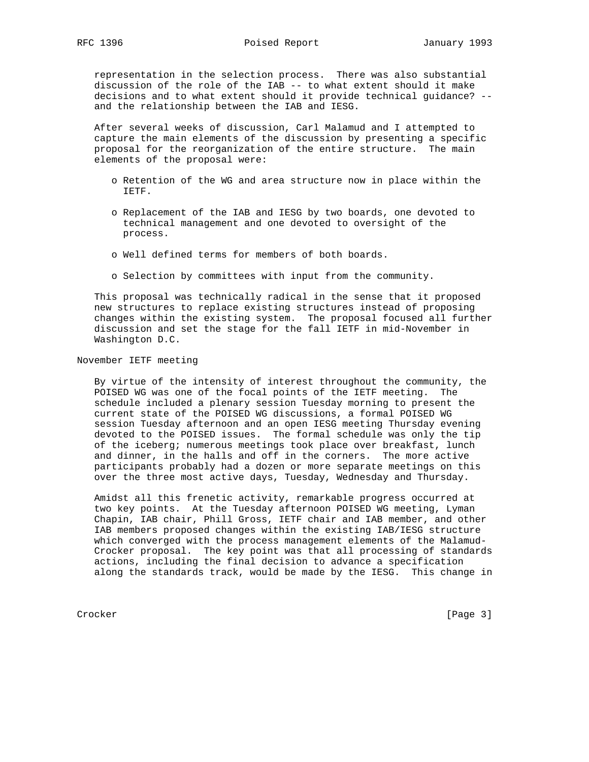representation in the selection process. There was also substantial discussion of the role of the IAB -- to what extent should it make decisions and to what extent should it provide technical guidance? -- and the relationship between the IAB and IESG.

After several weeks of discussion, Carl Malamud and I attempted to capture the main elements of the discussion by presenting a specific proposal for the reorganization of the entire structure. The main elements of the proposal were:

- Retention of the WG and area structure now in place within the IETF.
- Replacement of the IAB and IESG by two boards, one devoted to technical management and one devoted to oversight of the process.
- Well defined terms for members of both boards.
- Selection by committees with input from the community.

This proposal was technically radical in the sense that it proposed new structures to replace existing structures instead of proposing changes within the existing system. The proposal focused all further discussion and set the stage for the fall IETF in mid-November in Washington D.C.

## November IETF meeting

By virtue of the intensity of interest throughout the community, the POISED WG was one of the focal points of the IETF meeting. The schedule included a plenary session Tuesday morning to present the current state of the POISED WG discussions, a formal POISED WG session Tuesday afternoon and an open IESG meeting Thursday evening devoted to the POISED issues. The formal schedule was only the tip of the iceberg; numerous meetings took place over breakfast, lunch and dinner, in the halls and off in the corners. The more active participants probably had a dozen or more separate meetings on this over the three most active days, Tuesday, Wednesday and Thursday.

Amidst all this frenetic activity, remarkable progress occurred at two key points. At the Tuesday afternoon POISED WG meeting, Lyman Chapin, IAB chair, Phill Gross, IETF chair and IAB member, and other IAB members proposed changes within the existing IAB/IESG structure which converged with the process management elements of the Malamud-Crocker proposal. The key point was that all processing of standards actions, including the final decision to advance a specification along the standards track, would be made by the IESG. This change in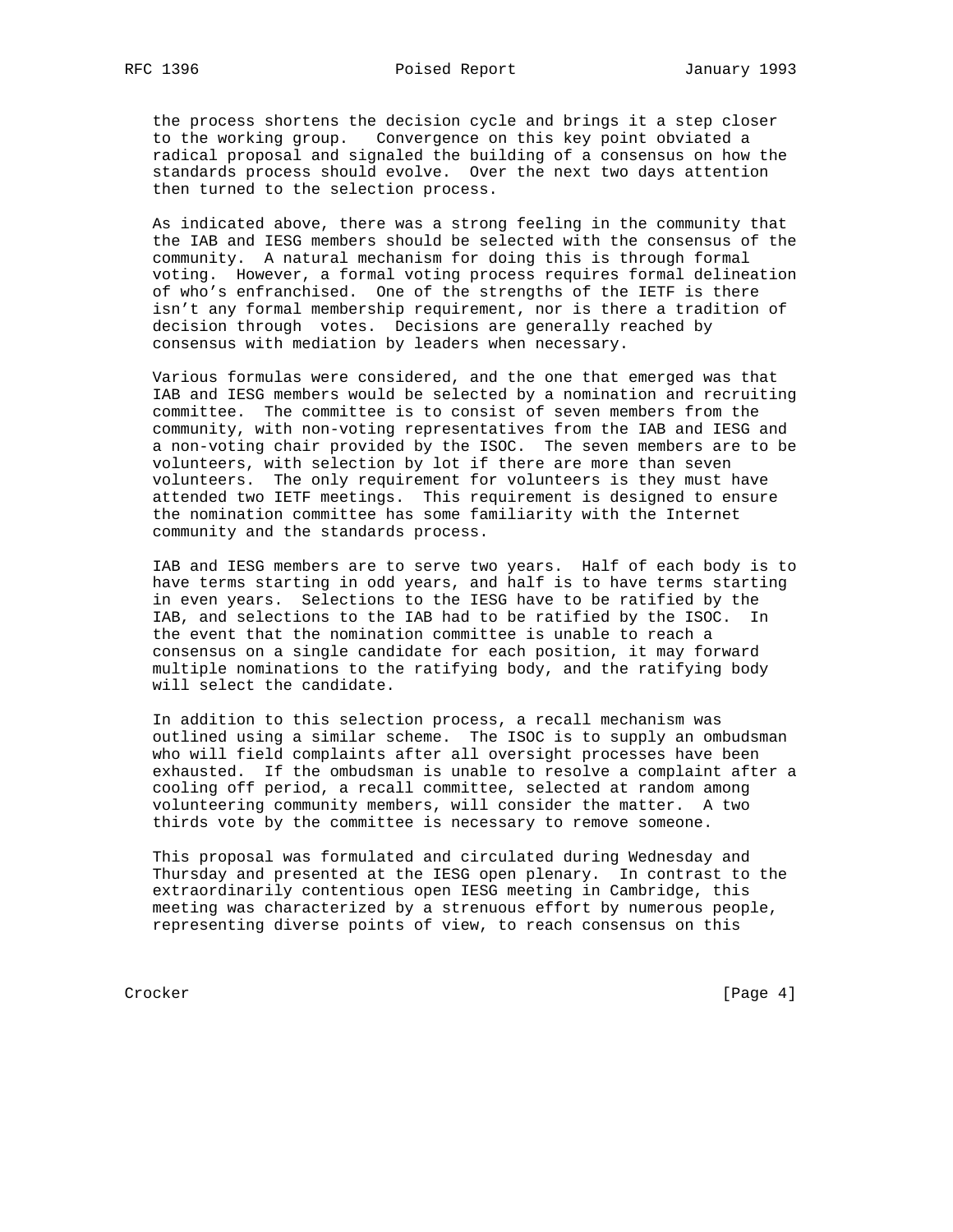the process shortens the decision cycle and brings it a step closer to the working group. Convergence on this key point obviated a radical proposal and signaled the building of a consensus on how the standards process should evolve. Over the next two days attention then turned to the selection process.

As indicated above, there was a strong feeling in the community that the IAB and IESG members should be selected with the consensus of the community. A natural mechanism for doing this is through formal voting. However, a formal voting process requires formal delineation of who's enfranchised. One of the strengths of the IETF is there isn't any formal membership requirement, nor is there a tradition of decision through votes. Decisions are generally reached by consensus with mediation by leaders when necessary.

Various formulas were considered, and the one that emerged was that IAB and IESG members would be selected by a nomination and recruiting committee. The committee is to consist of seven members from the community, with non-voting representatives from the IAB and IESG and a non-voting chair provided by the ISOC. The seven members are to be volunteers, with selection by lot if there are more than seven volunteers. The only requirement for volunteers is they must have attended two IETF meetings. This requirement is designed to ensure the nomination committee has some familiarity with the Internet community and the standards process.

IAB and IESG members are to serve two years. Half of each body is to have terms starting in odd years, and half is to have terms starting in even years. Selections to the IESG have to be ratified by the IAB, and selections to the IAB had to be ratified by the ISOC. In the event that the nomination committee is unable to reach a consensus on a single candidate for each position, it may forward multiple nominations to the ratifying body, and the ratifying body will select the candidate.

In addition to this selection process, a recall mechanism was outlined using a similar scheme. The ISOC is to supply an ombudsman who will field complaints after all oversight processes have been exhausted. If the ombudsman is unable to resolve a complaint after a cooling off period, a recall committee, selected at random among volunteering community members, will consider the matter. A two thirds vote by the committee is necessary to remove someone.

This proposal was formulated and circulated during Wednesday and Thursday and presented at the IESG open plenary. In contrast to the extraordinarily contentious open IESG meeting in Cambridge, this meeting was characterized by a strenuous effort by numerous people, representing diverse points of view, to reach consensus on this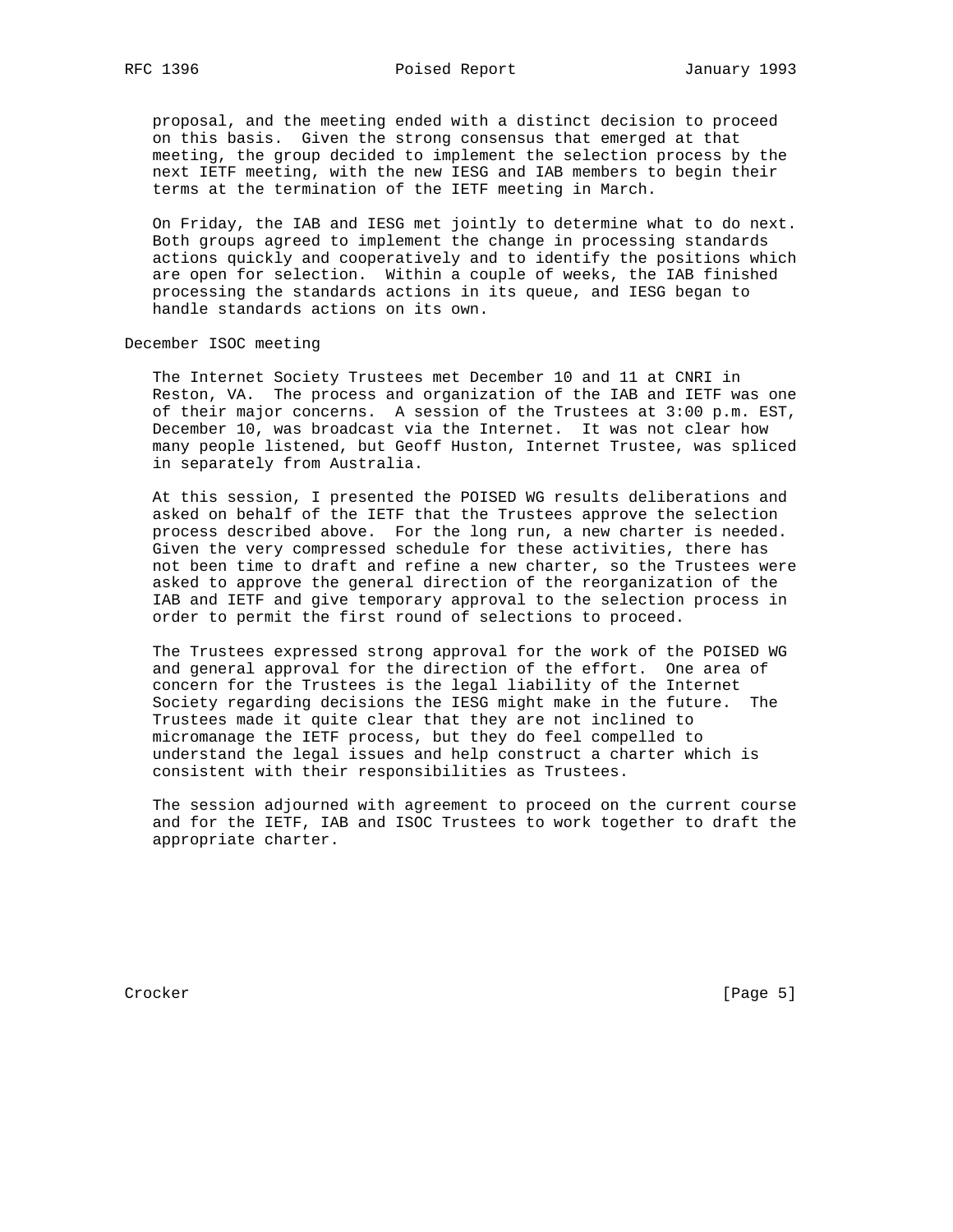proposal, and the meeting ended with a distinct decision to proceed on this basis. Given the strong consensus that emerged at that meeting, the group decided to implement the selection process by the next IETF meeting, with the new IESG and IAB members to begin their terms at the termination of the IETF meeting in March.

On Friday, the IAB and IESG met jointly to determine what to do next. Both groups agreed to implement the change in processing standards actions quickly and cooperatively and to identify the positions which are open for selection. Within a couple of weeks, the IAB finished processing the standards actions in its queue, and IESG began to handle standards actions on its own.

## December ISOC meeting

The Internet Society Trustees met December 10 and 11 at CNRI in Reston, VA. The process and organization of the IAB and IETF was one of their major concerns. A session of the Trustees at 3:00 p.m. EST, December 10, was broadcast via the Internet. It was not clear how many people listened, but Geoff Huston, Internet Trustee, was spliced in separately from Australia.

At this session, I presented the POISED WG results deliberations and asked on behalf of the IETF that the Trustees approve the selection process described above. For the long run, a new charter is needed. Given the very compressed schedule for these activities, there has not been time to draft and refine a new charter, so the Trustees were asked to approve the general direction of the reorganization of the IAB and IETF and give temporary approval to the selection process in order to permit the first round of selections to proceed.

The Trustees expressed strong approval for the work of the POISED WG and general approval for the direction of the effort. One area of concern for the Trustees is the legal liability of the Internet Society regarding decisions the IESG might make in the future. The Trustees made it quite clear that they are not inclined to micromanage the IETF process, but they do feel compelled to understand the legal issues and help construct a charter which is consistent with their responsibilities as Trustees.

The session adjourned with agreement to proceed on the current course and for the IETF, IAB and ISOC Trustees to work together to draft the appropriate charter.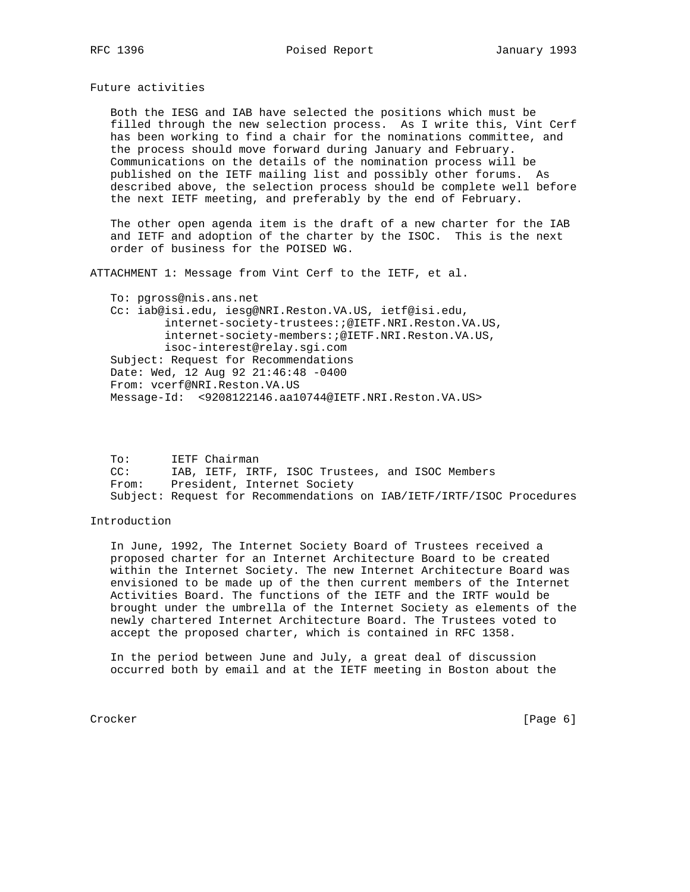## Future activities

Both the IESG and IAB have selected the positions which must be filled through the new selection process. As I write this, Vint Cerf has been working to find a chair for the nominations committee, and the process should move forward during January and February. Communications on the details of the nomination process will be published on the IETF mailing list and possibly other forums. As described above, the selection process should be complete well before the next IETF meeting, and preferably by the end of February.

The other open agenda item is the draft of a new charter for the IAB and IETF and adoption of the charter by the ISOC. This is the next order of business for the POISED WG.

## ATTACHMENT 1: Message from Vint Cerf to the IETF, et al.

```
To: pgross@nis.ans.net
Cc: iab@isi.edu, iesg@NRI.Reston.VA.US, ietf@isi.edu,
        internet-society-trustees:;@IETF.NRI.Reston.VA.US,
        internet-society-members:;@IETF.NRI.Reston.VA.US,
        isoc-interest@relay.sgi.com
Subject: Request for Recommendations
Date: Wed, 12 Aug 92 21:46:48 -0400
From: vcerf@NRI.Reston.VA.US
Message-Id:  <9208122146.aa10744@IETF.NRI.Reston.VA.US>
```

```
To:      IETF Chairman
CC:      IAB, IETF, IRTF, ISOC Trustees, and ISOC Members
From:    President, Internet Society
Subject: Request for Recommendations on IAB/IETF/IRTF/ISOC Procedures
```

## Introduction

In June, 1992, The Internet Society Board of Trustees received a proposed charter for an Internet Architecture Board to be created within the Internet Society. The new Internet Architecture Board was envisioned to be made up of the then current members of the Internet Activities Board. The functions of the IETF and the IRTF would be brought under the umbrella of the Internet Society as elements of the newly chartered Internet Architecture Board. The Trustees voted to accept the proposed charter, which is contained in RFC 1358.

In the period between June and July, a great deal of discussion occurred both by email and at the IETF meeting in Boston about the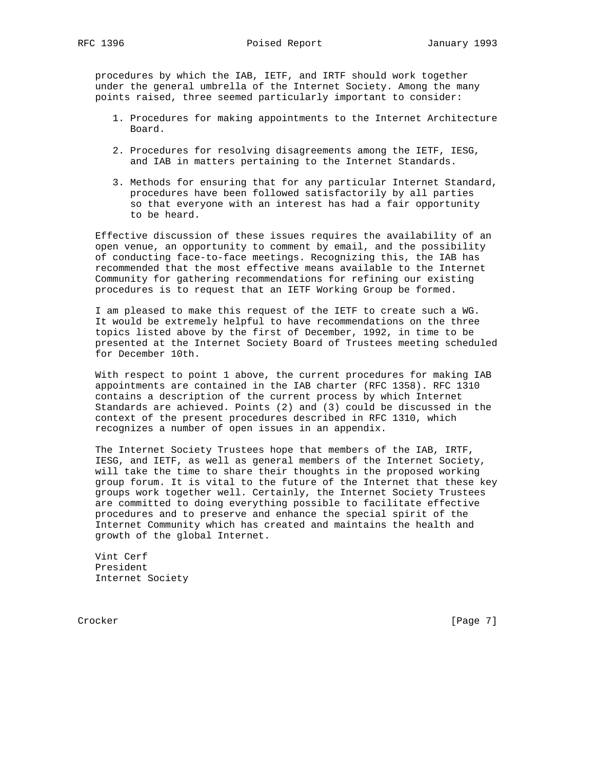procedures by which the IAB, IETF, and IRTF should work together under the general umbrella of the Internet Society. Among the many points raised, three seemed particularly important to consider:

1. Procedures for making appointments to the Internet Architecture Board.

2. Procedures for resolving disagreements among the IETF, IESG, and IAB in matters pertaining to the Internet Standards.

3. Methods for ensuring that for any particular Internet Standard, procedures have been followed satisfactorily by all parties so that everyone with an interest has had a fair opportunity to be heard.

Effective discussion of these issues requires the availability of an open venue, an opportunity to comment by email, and the possibility of conducting face-to-face meetings. Recognizing this, the IAB has recommended that the most effective means available to the Internet Community for gathering recommendations for refining our existing procedures is to request that an IETF Working Group be formed.

I am pleased to make this request of the IETF to create such a WG. It would be extremely helpful to have recommendations on the three topics listed above by the first of December, 1992, in time to be presented at the Internet Society Board of Trustees meeting scheduled for December 10th.

With respect to point 1 above, the current procedures for making IAB appointments are contained in the IAB charter (RFC 1358). RFC 1310 contains a description of the current process by which Internet Standards are achieved. Points (2) and (3) could be discussed in the context of the present procedures described in RFC 1310, which recognizes a number of open issues in an appendix.

The Internet Society Trustees hope that members of the IAB, IRTF, IESG, and IETF, as well as general members of the Internet Society, will take the time to share their thoughts in the proposed working group forum. It is vital to the future of the Internet that these key groups work together well. Certainly, the Internet Society Trustees are committed to doing everything possible to facilitate effective procedures and to preserve and enhance the special spirit of the Internet Community which has created and maintains the health and growth of the global Internet.

Vint Cerf
President
Internet Society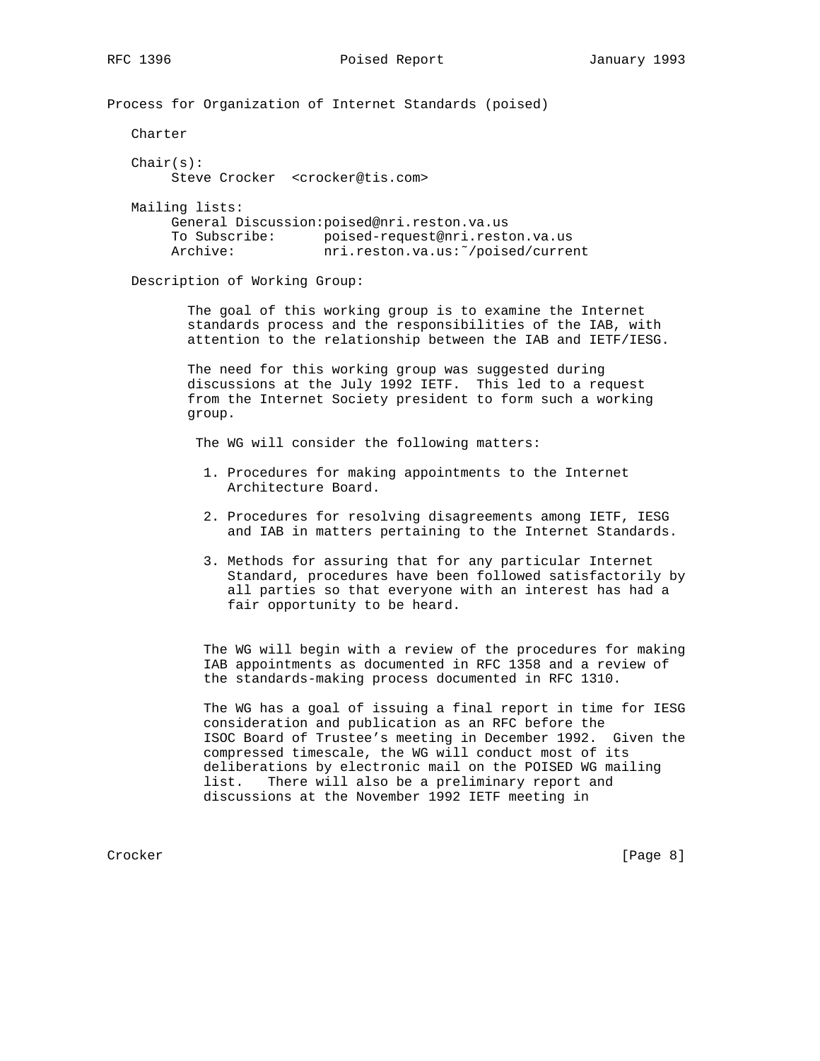# Process for Organization of Internet Standards (poised)

## Charter

Chair(s):
Steve Crocker <crocker@tis.com>

Mailing lists:
General Discussion: poised@nri.reston.va.us
To Subscribe: poised-request@nri.reston.va.us
Archive: nri.reston.va.us:~/poised/current

Description of Working Group:

The goal of this working group is to examine the Internet standards process and the responsibilities of the IAB, with attention to the relationship between the IAB and IETF/IESG.

The need for this working group was suggested during discussions at the July 1992 IETF. This led to a request from the Internet Society president to form such a working group.

The WG will consider the following matters:

1. Procedures for making appointments to the Internet Architecture Board.

2. Procedures for resolving disagreements among IETF, IESG and IAB in matters pertaining to the Internet Standards.

3. Methods for assuring that for any particular Internet Standard, procedures have been followed satisfactorily by all parties so that everyone with an interest has had a fair opportunity to be heard.

The WG will begin with a review of the procedures for making IAB appointments as documented in RFC 1358 and a review of the standards-making process documented in RFC 1310.

The WG has a goal of issuing a final report in time for IESG consideration and publication as an RFC before the ISOC Board of Trustee's meeting in December 1992. Given the compressed timescale, the WG will conduct most of its deliberations by electronic mail on the POISED WG mailing list. There will also be a preliminary report and discussions at the November 1992 IETF meeting in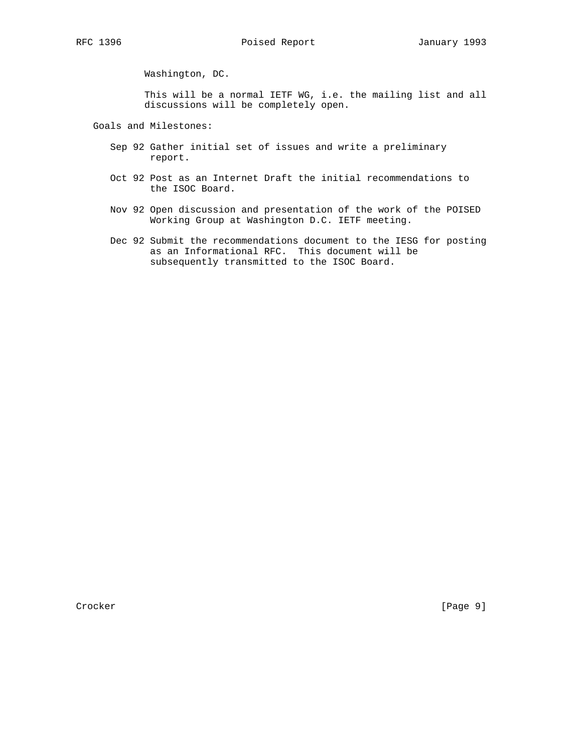Washington, DC.

This will be a normal IETF WG, i.e. the mailing list and all discussions will be completely open.

Goals and Milestones:

- Sep 92 Gather initial set of issues and write a preliminary report.
- Oct 92 Post as an Internet Draft the initial recommendations to the ISOC Board.
- Nov 92 Open discussion and presentation of the work of the POISED Working Group at Washington D.C. IETF meeting.
- Dec 92 Submit the recommendations document to the IESG for posting as an Informational RFC. This document will be subsequently transmitted to the ISOC Board.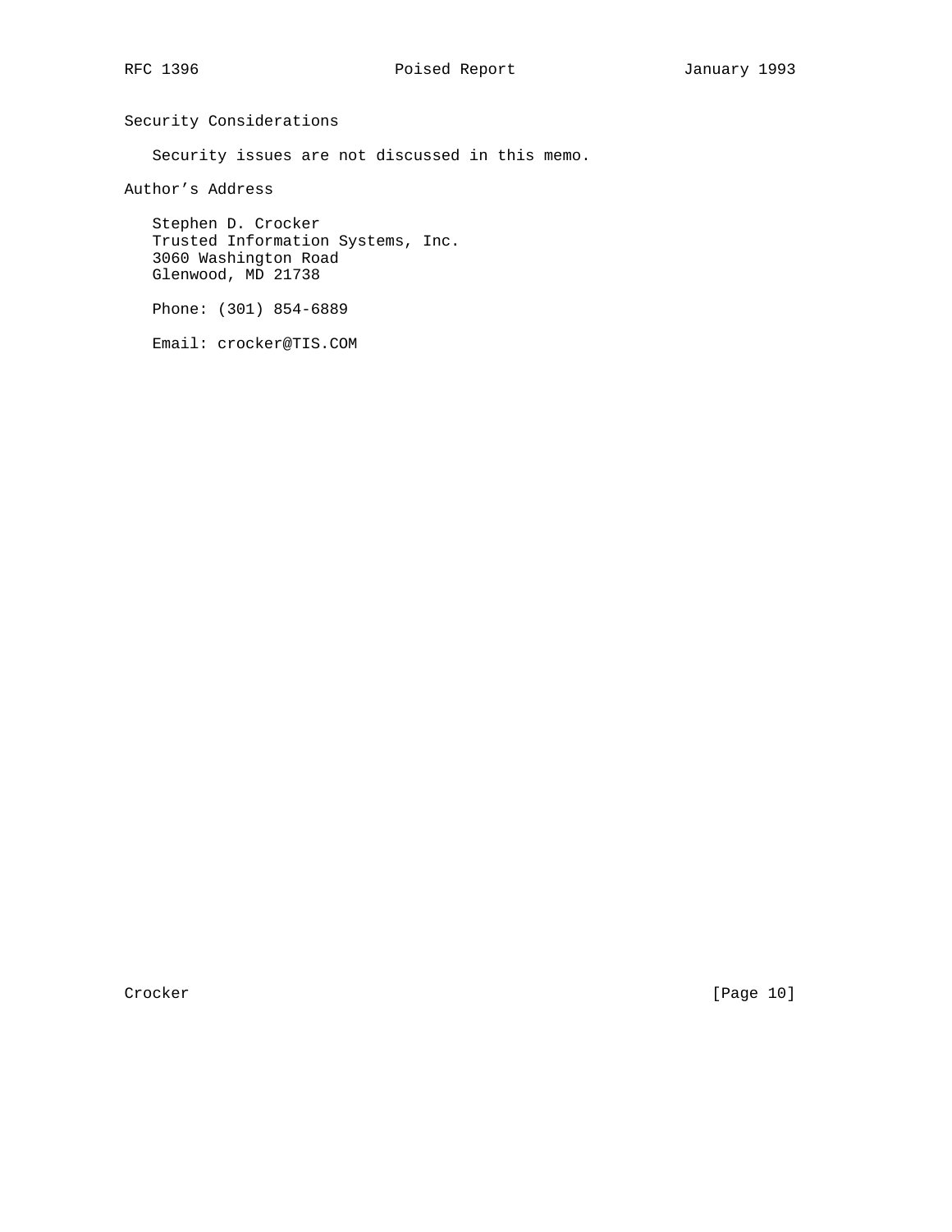## Security Considerations

Security issues are not discussed in this memo.

## Author's Address

Stephen D. Crocker
Trusted Information Systems, Inc.
3060 Washington Road
Glenwood, MD 21738

Phone: (301) 854-6889

Email: crocker@TIS.COM